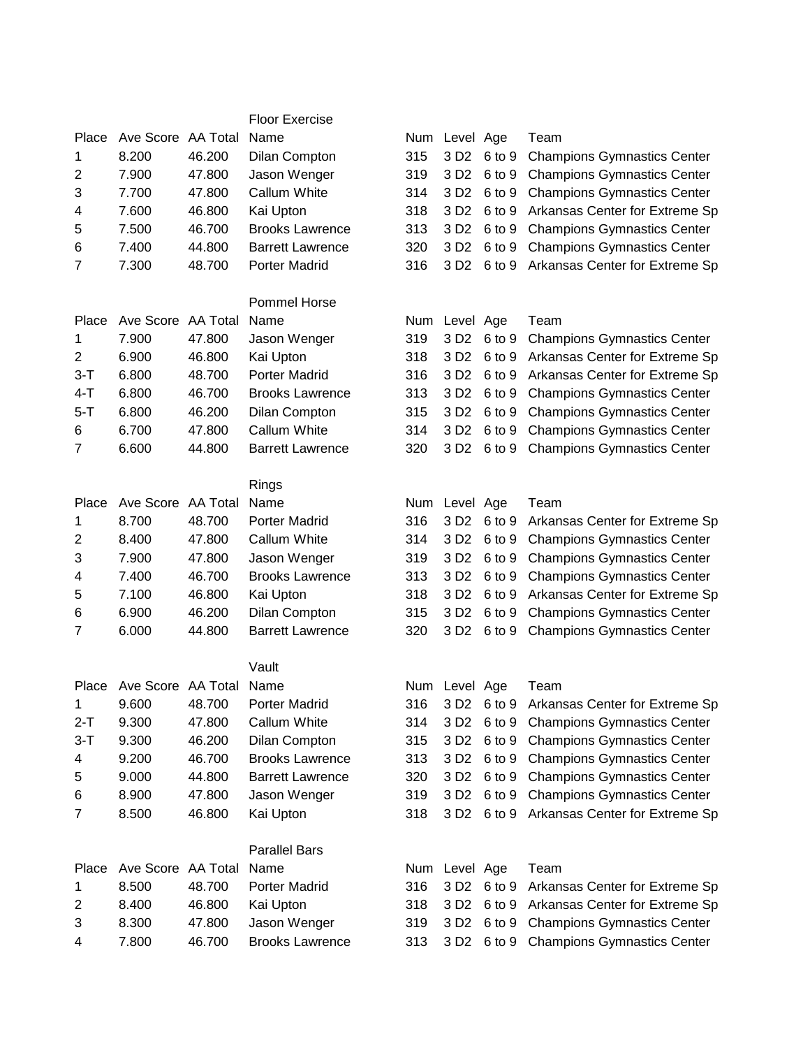## Floor Exercise

| Place | Ave Score | AA Total | Name | Num | Level | Age | Team |
|---|---|---|---|---|---|---|---|
| 1 | 8.200 | 46.200 | Dilan Compton | 315 | 3 D2 | 6 to 9 | Champions Gymnastics Center |
| 2 | 7.900 | 47.800 | Jason Wenger | 319 | 3 D2 | 6 to 9 | Champions Gymnastics Center |
| 3 | 7.700 | 47.800 | Callum White | 314 | 3 D2 | 6 to 9 | Champions Gymnastics Center |
| 4 | 7.600 | 46.800 | Kai Upton | 318 | 3 D2 | 6 to 9 | Arkansas Center for Extreme Sp |
| 5 | 7.500 | 46.700 | Brooks Lawrence | 313 | 3 D2 | 6 to 9 | Champions Gymnastics Center |
| 6 | 7.400 | 44.800 | Barrett Lawrence | 320 | 3 D2 | 6 to 9 | Champions Gymnastics Center |
| 7 | 7.300 | 48.700 | Porter Madrid | 316 | 3 D2 | 6 to 9 | Arkansas Center for Extreme Sp |

## Pommel Horse

| Place | Ave Score | AA Total | Name | Num | Level | Age | Team |
|---|---|---|---|---|---|---|---|
| 1 | 7.900 | 47.800 | Jason Wenger | 319 | 3 D2 | 6 to 9 | Champions Gymnastics Center |
| 2 | 6.900 | 46.800 | Kai Upton | 318 | 3 D2 | 6 to 9 | Arkansas Center for Extreme Sp |
| 3-T | 6.800 | 48.700 | Porter Madrid | 316 | 3 D2 | 6 to 9 | Arkansas Center for Extreme Sp |
| 4-T | 6.800 | 46.700 | Brooks Lawrence | 313 | 3 D2 | 6 to 9 | Champions Gymnastics Center |
| 5-T | 6.800 | 46.200 | Dilan Compton | 315 | 3 D2 | 6 to 9 | Champions Gymnastics Center |
| 6 | 6.700 | 47.800 | Callum White | 314 | 3 D2 | 6 to 9 | Champions Gymnastics Center |
| 7 | 6.600 | 44.800 | Barrett Lawrence | 320 | 3 D2 | 6 to 9 | Champions Gymnastics Center |

## Rings

| Place | Ave Score | AA Total | Name | Num | Level | Age | Team |
|---|---|---|---|---|---|---|---|
| 1 | 8.700 | 48.700 | Porter Madrid | 316 | 3 D2 | 6 to 9 | Arkansas Center for Extreme Sp |
| 2 | 8.400 | 47.800 | Callum White | 314 | 3 D2 | 6 to 9 | Champions Gymnastics Center |
| 3 | 7.900 | 47.800 | Jason Wenger | 319 | 3 D2 | 6 to 9 | Champions Gymnastics Center |
| 4 | 7.400 | 46.700 | Brooks Lawrence | 313 | 3 D2 | 6 to 9 | Champions Gymnastics Center |
| 5 | 7.100 | 46.800 | Kai Upton | 318 | 3 D2 | 6 to 9 | Arkansas Center for Extreme Sp |
| 6 | 6.900 | 46.200 | Dilan Compton | 315 | 3 D2 | 6 to 9 | Champions Gymnastics Center |
| 7 | 6.000 | 44.800 | Barrett Lawrence | 320 | 3 D2 | 6 to 9 | Champions Gymnastics Center |

## Vault

| Place | Ave Score | AA Total | Name | Num | Level | Age | Team |
|---|---|---|---|---|---|---|---|
| 1 | 9.600 | 48.700 | Porter Madrid | 316 | 3 D2 | 6 to 9 | Arkansas Center for Extreme Sp |
| 2-T | 9.300 | 47.800 | Callum White | 314 | 3 D2 | 6 to 9 | Champions Gymnastics Center |
| 3-T | 9.300 | 46.200 | Dilan Compton | 315 | 3 D2 | 6 to 9 | Champions Gymnastics Center |
| 4 | 9.200 | 46.700 | Brooks Lawrence | 313 | 3 D2 | 6 to 9 | Champions Gymnastics Center |
| 5 | 9.000 | 44.800 | Barrett Lawrence | 320 | 3 D2 | 6 to 9 | Champions Gymnastics Center |
| 6 | 8.900 | 47.800 | Jason Wenger | 319 | 3 D2 | 6 to 9 | Champions Gymnastics Center |
| 7 | 8.500 | 46.800 | Kai Upton | 318 | 3 D2 | 6 to 9 | Arkansas Center for Extreme Sp |

## Parallel Bars

| Place | Ave Score | AA Total | Name | Num | Level | Age | Team |
|---|---|---|---|---|---|---|---|
| 1 | 8.500 | 48.700 | Porter Madrid | 316 | 3 D2 | 6 to 9 | Arkansas Center for Extreme Sp |
| 2 | 8.400 | 46.800 | Kai Upton | 318 | 3 D2 | 6 to 9 | Arkansas Center for Extreme Sp |
| 3 | 8.300 | 47.800 | Jason Wenger | 319 | 3 D2 | 6 to 9 | Champions Gymnastics Center |
| 4 | 7.800 | 46.700 | Brooks Lawrence | 313 | 3 D2 | 6 to 9 | Champions Gymnastics Center |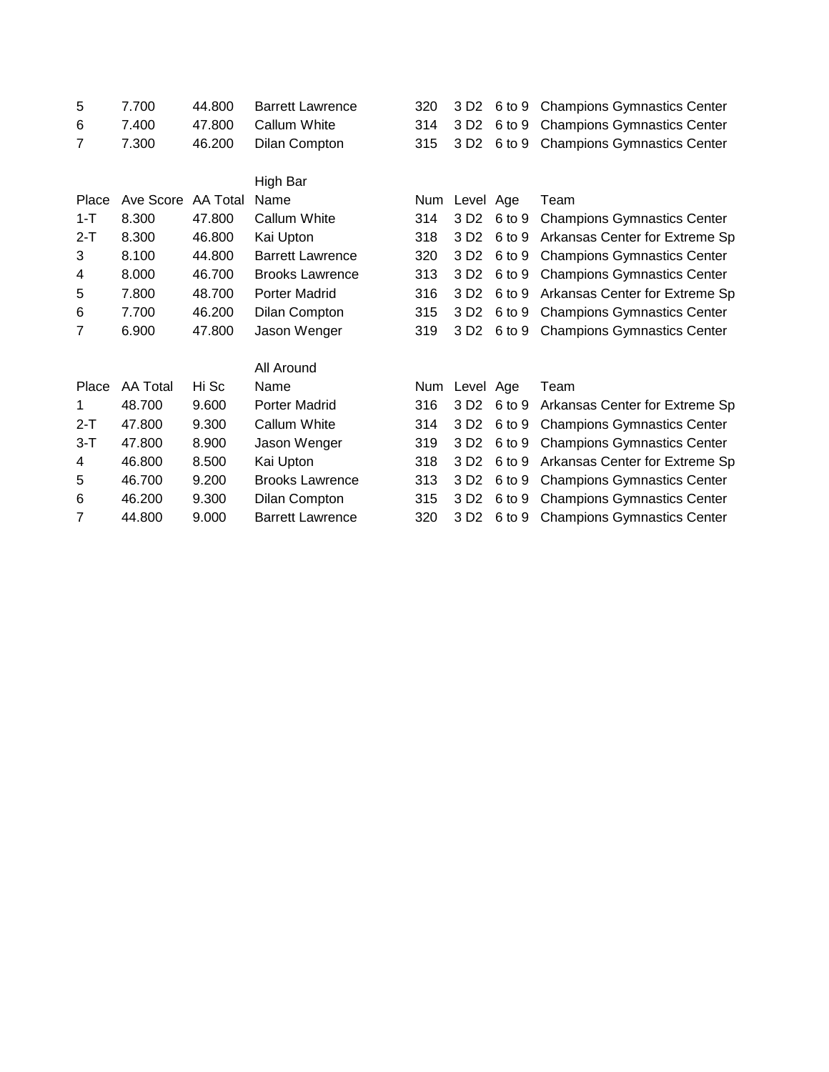| | | | | | | | |
|---|---|---|---|---|---|---|---|
| 5 | 7.700 | 44.800 | Barrett Lawrence | 320 | 3 D2 | 6 to 9 | Champions Gymnastics Center |
| 6 | 7.400 | 47.800 | Callum White | 314 | 3 D2 | 6 to 9 | Champions Gymnastics Center |
| 7 | 7.300 | 46.200 | Dilan Compton | 315 | 3 D2 | 6 to 9 | Champions Gymnastics Center |

High Bar

| Place | Ave Score | AA Total | Name | Num | Level | Age | Team |
|---|---|---|---|---|---|---|---|
| 1-T | 8.300 | 47.800 | Callum White | 314 | 3 D2 | 6 to 9 | Champions Gymnastics Center |
| 2-T | 8.300 | 46.800 | Kai Upton | 318 | 3 D2 | 6 to 9 | Arkansas Center for Extreme Sp |
| 3 | 8.100 | 44.800 | Barrett Lawrence | 320 | 3 D2 | 6 to 9 | Champions Gymnastics Center |
| 4 | 8.000 | 46.700 | Brooks Lawrence | 313 | 3 D2 | 6 to 9 | Champions Gymnastics Center |
| 5 | 7.800 | 48.700 | Porter Madrid | 316 | 3 D2 | 6 to 9 | Arkansas Center for Extreme Sp |
| 6 | 7.700 | 46.200 | Dilan Compton | 315 | 3 D2 | 6 to 9 | Champions Gymnastics Center |
| 7 | 6.900 | 47.800 | Jason Wenger | 319 | 3 D2 | 6 to 9 | Champions Gymnastics Center |

All Around

| Place | AA Total | Hi Sc | Name | Num | Level | Age | Team |
|---|---|---|---|---|---|---|---|
| 1 | 48.700 | 9.600 | Porter Madrid | 316 | 3 D2 | 6 to 9 | Arkansas Center for Extreme Sp |
| 2-T | 47.800 | 9.300 | Callum White | 314 | 3 D2 | 6 to 9 | Champions Gymnastics Center |
| 3-T | 47.800 | 8.900 | Jason Wenger | 319 | 3 D2 | 6 to 9 | Champions Gymnastics Center |
| 4 | 46.800 | 8.500 | Kai Upton | 318 | 3 D2 | 6 to 9 | Arkansas Center for Extreme Sp |
| 5 | 46.700 | 9.200 | Brooks Lawrence | 313 | 3 D2 | 6 to 9 | Champions Gymnastics Center |
| 6 | 46.200 | 9.300 | Dilan Compton | 315 | 3 D2 | 6 to 9 | Champions Gymnastics Center |
| 7 | 44.800 | 9.000 | Barrett Lawrence | 320 | 3 D2 | 6 to 9 | Champions Gymnastics Center |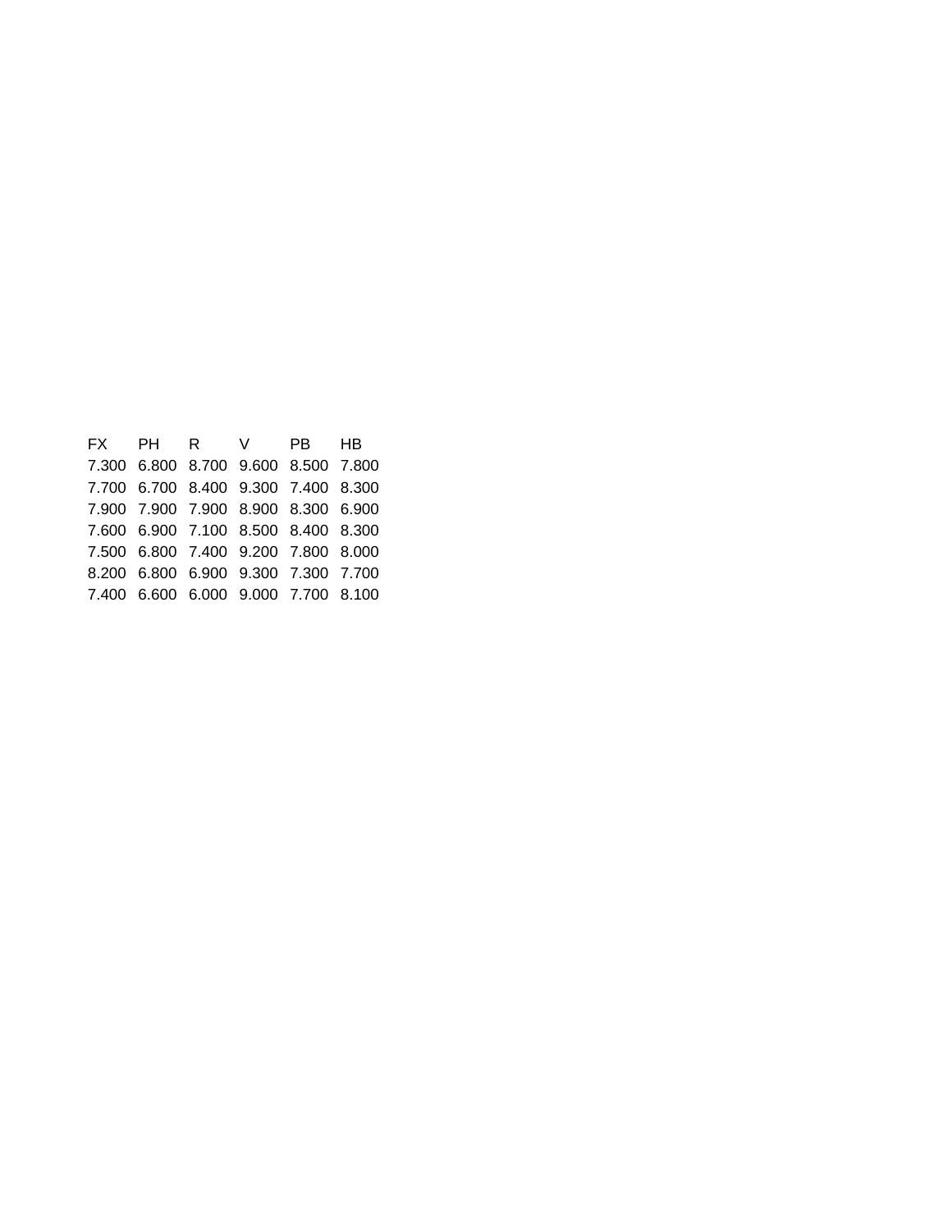| FX | PH | R | V | PB | HB |
| --- | --- | --- | --- | --- | --- |
| 7.300 | 6.800 | 8.700 | 9.600 | 8.500 | 7.800 |
| 7.700 | 6.700 | 8.400 | 9.300 | 7.400 | 8.300 |
| 7.900 | 7.900 | 7.900 | 8.900 | 8.300 | 6.900 |
| 7.600 | 6.900 | 7.100 | 8.500 | 8.400 | 8.300 |
| 7.500 | 6.800 | 7.400 | 9.200 | 7.800 | 8.000 |
| 8.200 | 6.800 | 6.900 | 9.300 | 7.300 | 7.700 |
| 7.400 | 6.600 | 6.000 | 9.000 | 7.700 | 8.100 |